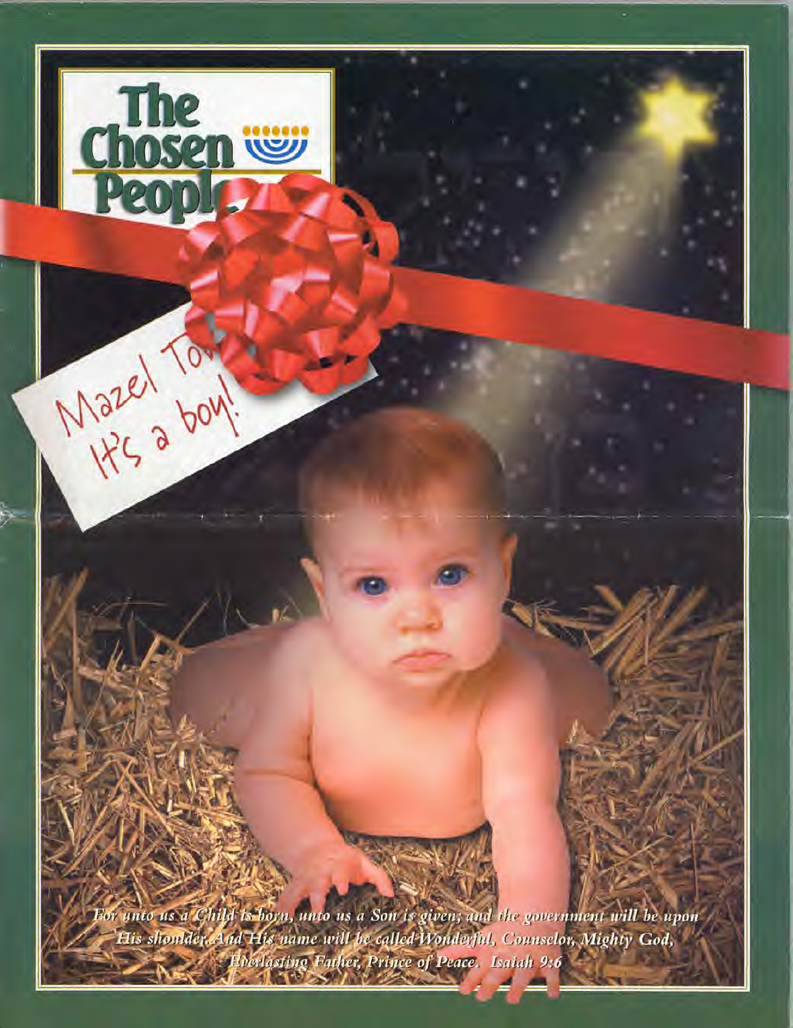# The Chosen People

Mazel Tov! It's a boy!

*For unto us a Child is born, unto us a Son is given; and the government will be upon His shoulder. And His name will be called Wonderful, Counselor, Mighty God, Everlasting Father, Prince of Peace. Isaiah 9:6*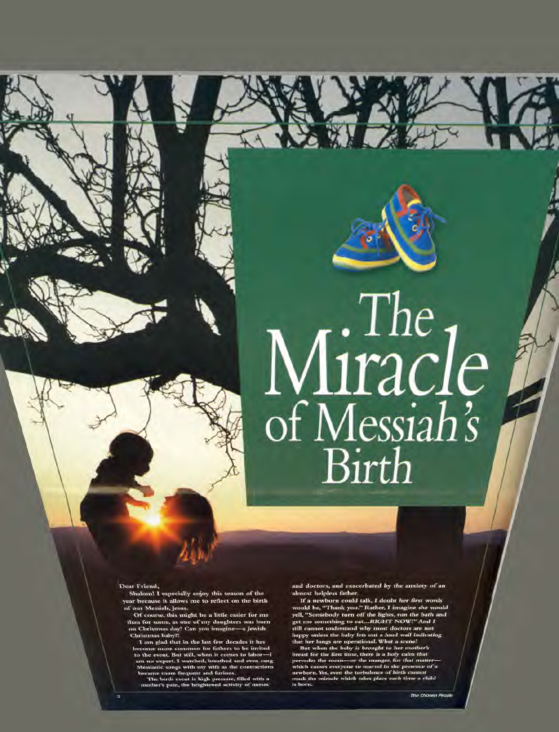# The Miracle of Messiah's Birth

Dear Friend,

Shalom! I especially enjoy this season of the year because it allows me to reflect on the birth of our Messiah, Jesus.

Of course, this might be a little easier for me than for some, as one of my daughters was born on Christmas day! Can you imagine—a Jewish Christmas baby?!

I am glad that in the last few decades it has become more common for fathers to be invited to the event. But still, when it comes to labor—I am no expert. I watched, breathed and even sang Messianic songs with my wife as the contractions became more frequent and furious.

The birth event is high pressure, filled with a mother's pain, the heightened activity of nurses and doctors, and exacerbated by the anxiety of an almost helpless father.

If a newborn could talk, I doubt her first words would be, "Thank you." Rather, I imagine she would yell, "Somebody turn off the lights, run the bath and get me something to eat…RIGHT NOW!" And I still cannot understand why most doctors are not happy unless the baby lets out a loud wail indicating that her lungs are operational. What a scene!

But when the baby is brought to her mother's breast for the first time, there is a holy calm that pervades the room—or the manger, for that matter—which causes everyone to marvel in the presence of a newborn. Yes, even the turbulence of birth cannot mask the miracle which takes place each time a child is born.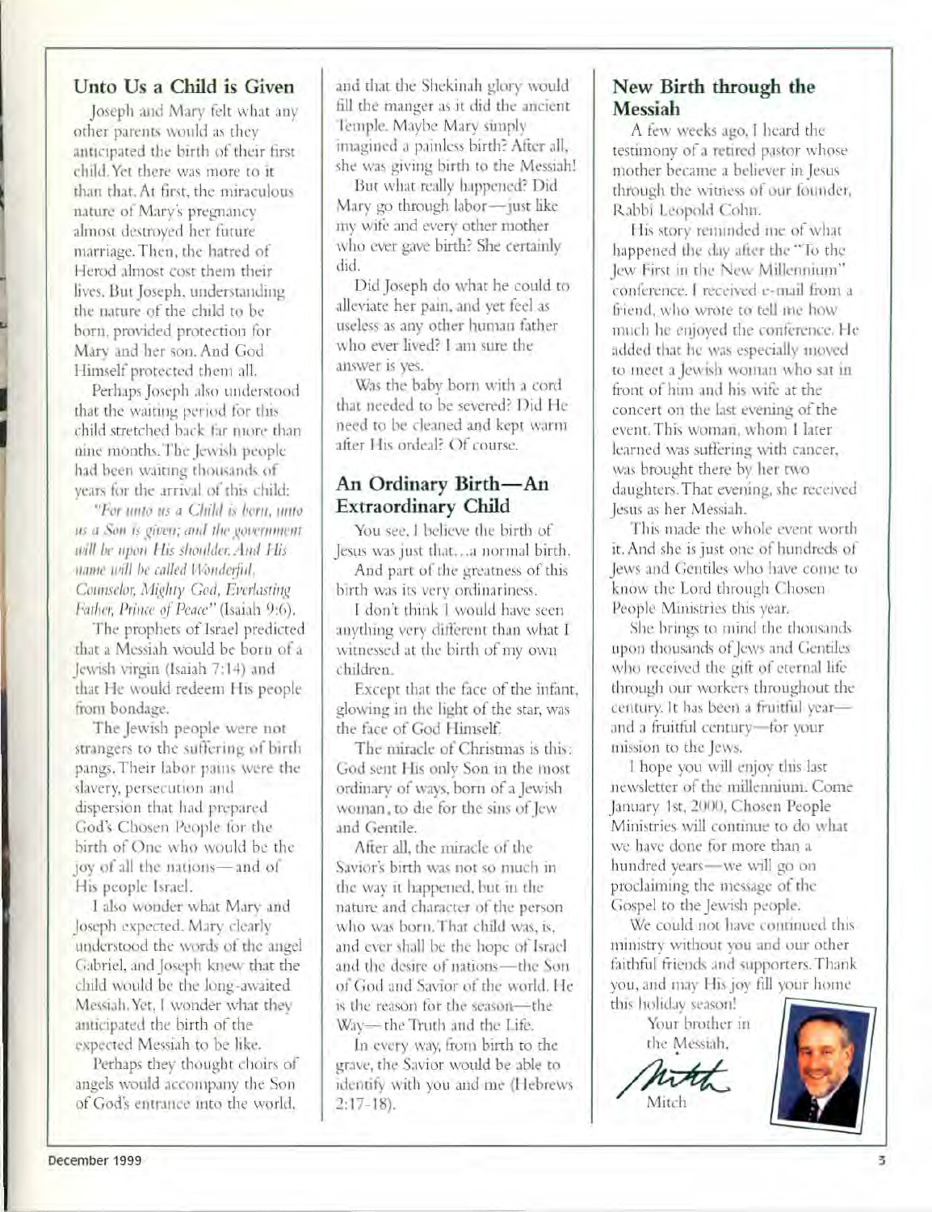## Unto Us a Child is Given

Joseph and Mary felt what any other parents would as they anticipated the birth of their first child. Yet there was more to it than that. At first, the miraculous nature of Mary's pregnancy almost destroyed her future marriage. Then, the hatred of Herod almost cost them their lives. But Joseph, understanding the nature of the child to be born, provided protection for Mary and her son. And God Himself protected them all.

Perhaps Joseph also understood that the waiting period for this child stretched back far more than nine months. The Jewish people had been waiting thousands of years for the arrival of this child:

*"For unto us a Child is born, unto us a Son is given; and the government will be upon His shoulder. And His name will be called Wonderful, Counselor, Mighty God, Everlasting Father, Prince of Peace"* (Isaiah 9:6).

The prophets of Israel predicted that a Messiah would be born of a Jewish virgin (Isaiah 7:14) and that He would redeem His people from bondage.

The Jewish people were not strangers to the suffering of birth pangs. Their labor pains were the slavery, persecution and dispersion that had prepared God's Chosen People for the birth of One who would be the joy of all the nations—and of His people Israel.

I also wonder what Mary and Joseph expected. Mary clearly understood the words of the angel Gabriel, and Joseph knew that the child would be the long-awaited Messiah. Yet, I wonder what they anticipated the birth of the expected Messiah to be like.

Perhaps they thought choirs of angels would accompany the Son of God's entrance into the world, and that the Shekinah glory would fill the manger as it did the ancient Temple. Maybe Mary simply imagined a painless birth? After all, she was giving birth to the Messiah!

But what really happened? Did Mary go through labor—just like my wife and every other mother who ever gave birth? She certainly did.

Did Joseph do what he could to alleviate her pain, and yet feel as useless as any other human father who ever lived? I am sure the answer is yes.

Was the baby born with a cord that needed to be severed? Did He need to be cleaned and kept warm after His ordeal? Of course.

## An Ordinary Birth—An Extraordinary Child

You see, I believe the birth of Jesus was just that…a normal birth.

And part of the greatness of this birth was its very ordinariness.

I don't think I would have seen anything very different than what I witnessed at the birth of my own children.

Except that the face of the infant, glowing in the light of the star, was the face of God Himself.

The miracle of Christmas is this: God sent His only Son in the most ordinary of ways, born of a Jewish woman, to die for the sins of Jew and Gentile.

After all, the miracle of the Savior's birth was not so much in the way it happened, but in the nature and character of the person who was born. That child was, is, and ever shall be the hope of Israel and the desire of nations—the Son of God and Savior of the world. He is the reason for the season—the Way—the Truth and the Life.

In every way, from birth to the grave, the Savior would be able to identify with you and me (Hebrews 2:17-18).

## New Birth through the Messiah

A few weeks ago, I heard the testimony of a retired pastor whose mother became a believer in Jesus through the witness of our founder, Rabbi Leopold Cohn.

His story reminded me of what happened the day after the "To the Jew First in the New Millennium" conference. I received e-mail from a friend, who wrote to tell me how much he enjoyed the conference. He added that he was especially moved to meet a Jewish woman who sat in front of him and his wife at the concert on the last evening of the event. This woman, whom I later learned was suffering with cancer, was brought there by her two daughters. That evening, she received Jesus as her Messiah.

This made the whole event worth it. And she is just one of hundreds of Jews and Gentiles who have come to know the Lord through Chosen People Ministries this year.

She brings to mind the thousands upon thousands of Jews and Gentiles who received the gift of eternal life through our workers throughout the century. It has been a fruitful year—and a fruitful century—for your mission to the Jews.

I hope you will enjoy this last newsletter of the millennium. Come January 1st, 2000, Chosen People Ministries will continue to do what we have done for more than a hundred years—we will go on proclaiming the message of the Gospel to the Jewish people.

We could not have continued this ministry without you and our other faithful friends and supporters. Thank you, and may His joy fill your home this holiday season!

Your brother in the Messiah,

Mitch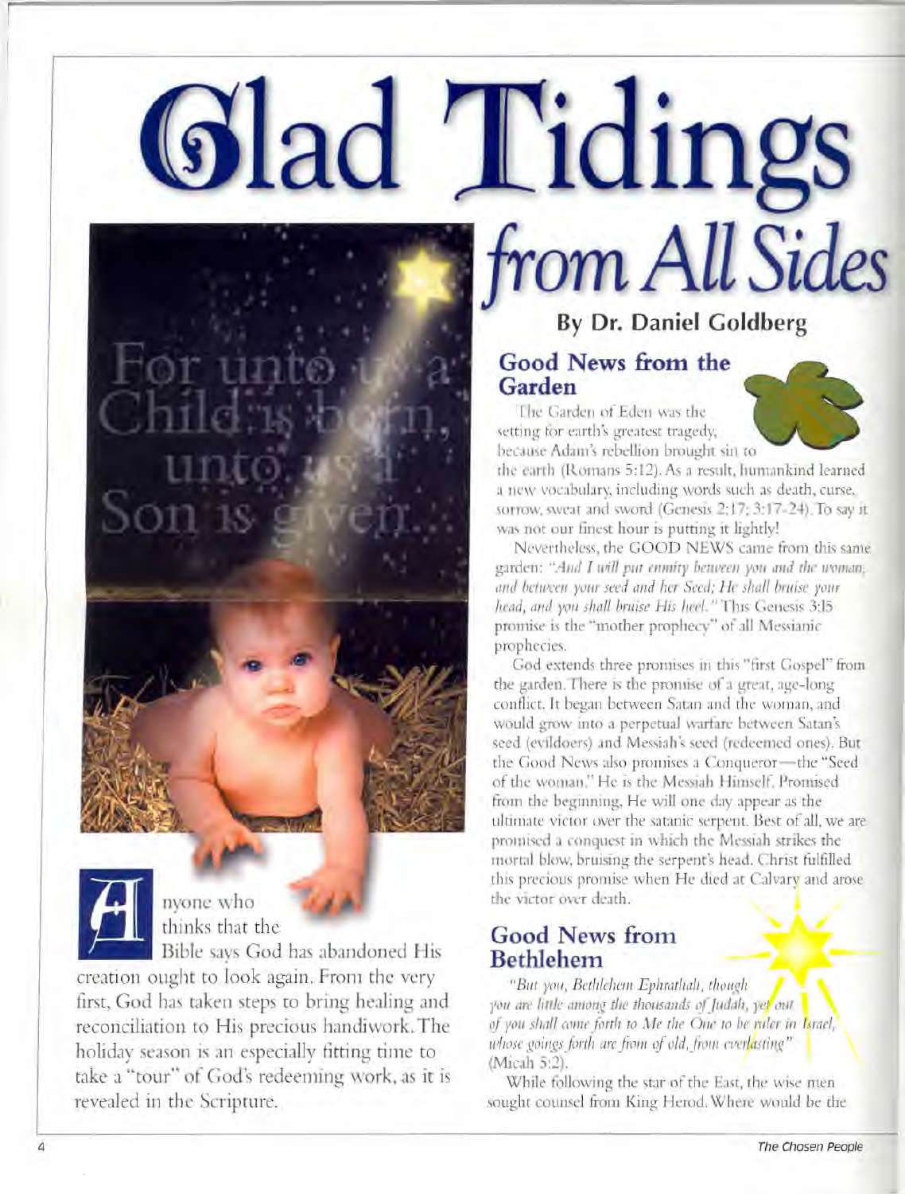# Glad Tidings from All Sides

**By Dr. Daniel Goldberg**

Anyone who thinks that the Bible says God has abandoned His creation ought to look again. From the very first, God has taken steps to bring healing and reconciliation to His precious handiwork. The holiday season is an especially fitting time to take a "tour" of God's redeeming work, as it is revealed in the Scripture.

## Good News from the Garden

The Garden of Eden was the setting for earth's greatest tragedy, because Adam's rebellion brought sin to the earth (Romans 5:12). As a result, humankind learned a new vocabulary, including words such as death, curse, sorrow, sweat and sword (Genesis 2:17; 3:17-24). To say it was not our finest hour is putting it lightly!

Nevertheless, the GOOD NEWS came from this same garden: *"And I will put enmity between you and the woman, and between your seed and her Seed; He shall bruise your head, and you shall bruise His heel."* This Genesis 3:15 promise is the "mother prophecy" of all Messianic prophecies.

God extends three promises in this "first Gospel" from the garden. There is the promise of a great, age-long conflict. It began between Satan and the woman, and would grow into a perpetual warfare between Satan's seed (evildoers) and Messiah's seed (redeemed ones). But the Good News also promises a Conqueror—the "Seed of the woman." He is the Messiah Himself. Promised from the beginning, He will one day appear as the ultimate victor over the satanic serpent. Best of all, we are promised a conquest in which the Messiah strikes the mortal blow, bruising the serpent's head. Christ fulfilled this precious promise when He died at Calvary and arose the victor over death.

## Good News from Bethlehem

*"But you, Bethlehem Ephrathah, though you are little among the thousands of Judah, yet out of you shall come forth to Me the One to be ruler in Israel, whose goings forth are from of old, from everlasting"* (Micah 5:2).

While following the star of the East, the wise men sought counsel from King Herod. Where would be the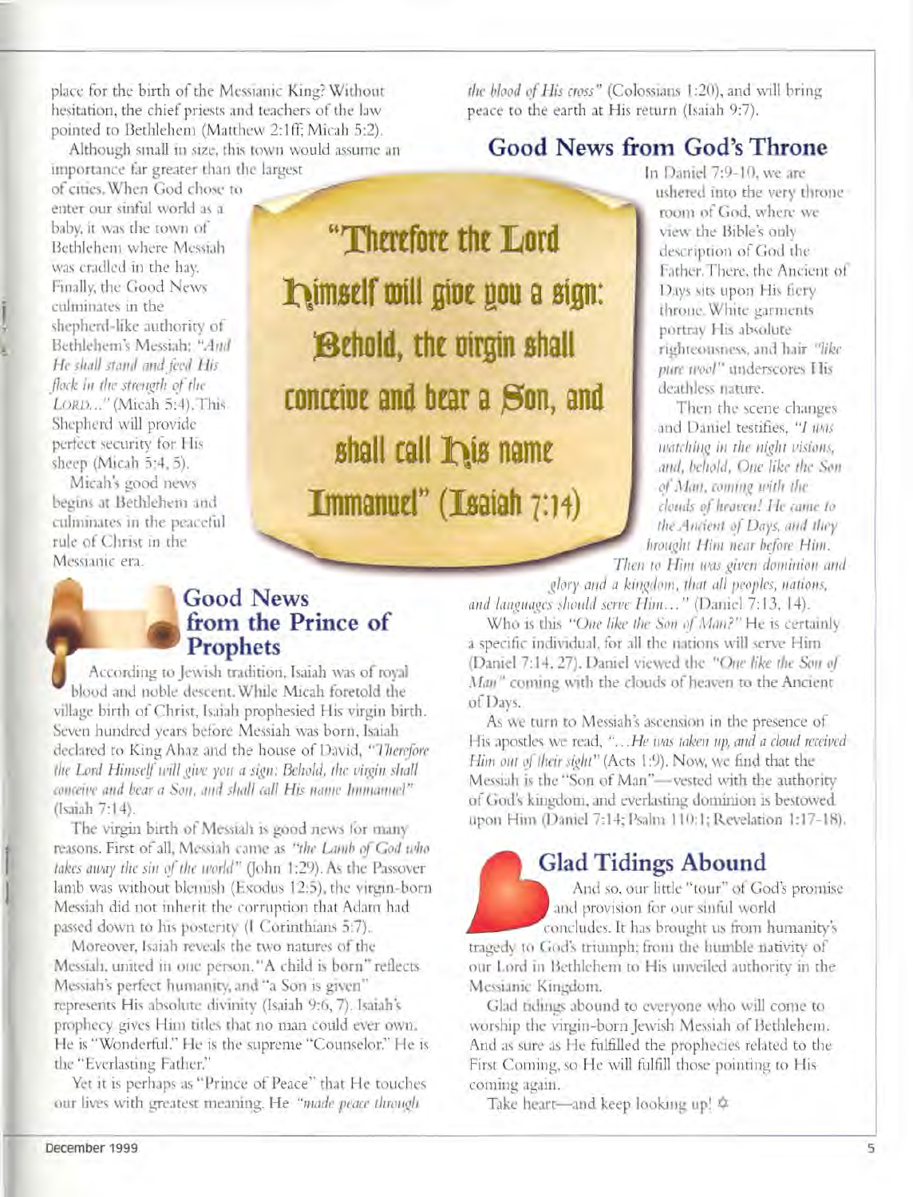place for the birth of the Messianic King? Without hesitation, the chief priests and teachers of the law pointed to Bethlehem (Matthew 2:1ff; Micah 5:2).

Although small in size, this town would assume an importance far greater than the largest of cities. When God chose to enter our sinful world as a baby, it was the town of Bethlehem where Messiah was cradled in the hay. Finally, the Good News culminates in the shepherd-like authority of Bethlehem's Messiah: *"And He shall stand and feed His flock in the strength of the LORD..."* (Micah 5:4). This Shepherd will provide perfect security for His sheep (Micah 5:4, 5).

Micah's good news begins at Bethlehem and culminates in the peaceful rule of Christ in the Messianic era.

"Therefore the Lord himself will give you a sign: Behold, the virgin shall conceive and bear a Son, and shall call his name Immanuel" (Isaiah 7:14)

## Good News from the Prince of Prophets

According to Jewish tradition, Isaiah was of royal blood and noble descent. While Micah foretold the village birth of Christ, Isaiah prophesied His virgin birth. Seven hundred years before Messiah was born, Isaiah declared to King Ahaz and the house of David, *"Therefore the Lord Himself will give you a sign: Behold, the virgin shall conceive and bear a Son, and shall call His name Immanuel"* (Isaiah 7:14).

The virgin birth of Messiah is good news for many reasons. First of all, Messiah came as *"the Lamb of God who takes away the sin of the world"* (John 1:29). As the Passover lamb was without blemish (Exodus 12:5), the virgin-born Messiah did not inherit the corruption that Adam had passed down to his posterity (I Corinthians 5:7).

Moreover, Isaiah reveals the two natures of the Messiah, united in one person. "A child is born" reflects Messiah's perfect humanity, and "a Son is given" represents His absolute divinity (Isaiah 9:6, 7). Isaiah's prophecy gives Him titles that no man could ever own. He is "Wonderful." He is the supreme "Counselor." He is the "Everlasting Father."

Yet it is perhaps as "Prince of Peace" that He touches our lives with greatest meaning. He *"made peace through the blood of His cross"* (Colossians 1:20), and will bring peace to the earth at His return (Isaiah 9:7).

## Good News from God's Throne

In Daniel 7:9-10, we are ushered into the very throne room of God, where we view the Bible's only description of God the Father. There, the Ancient of Days sits upon His fiery throne. White garments portray His absolute righteousness, and hair *"like pure wool"* underscores His deathless nature.

Then the scene changes and Daniel testifies, *"I was watching in the night visions, and, behold, One like the Son of Man, coming with the clouds of heaven! He came to the Ancient of Days, and they brought Him near before Him. Then to Him was given dominion and glory and a kingdom, that all peoples, nations, and languages should serve Him..."* (Daniel 7:13, 14).

Who is this *"One like the Son of Man?"* He is certainly a specific individual, for all the nations will serve Him (Daniel 7:14, 27). Daniel viewed the *"One like the Son of Man"* coming with the clouds of heaven to the Ancient of Days.

As we turn to Messiah's ascension in the presence of His apostles we read, *"...He was taken up, and a cloud received Him out of their sight"* (Acts 1:9). Now, we find that the Messiah is the "Son of Man"—vested with the authority of God's kingdom, and everlasting dominion is bestowed upon Him (Daniel 7:14; Psalm 110:1; Revelation 1:17-18).

## Glad Tidings Abound

And so, our little "tour" of God's promise and provision for our sinful world concludes. It has brought us from humanity's tragedy to God's triumph; from the humble nativity of our Lord in Bethlehem to His unveiled authority in the Messianic Kingdom.

Glad tidings abound to everyone who will come to worship the virgin-born Jewish Messiah of Bethlehem. And as sure as He fulfilled the prophecies related to the First Coming, so He will fulfill those pointing to His coming again.

Take heart—and keep looking up! ✡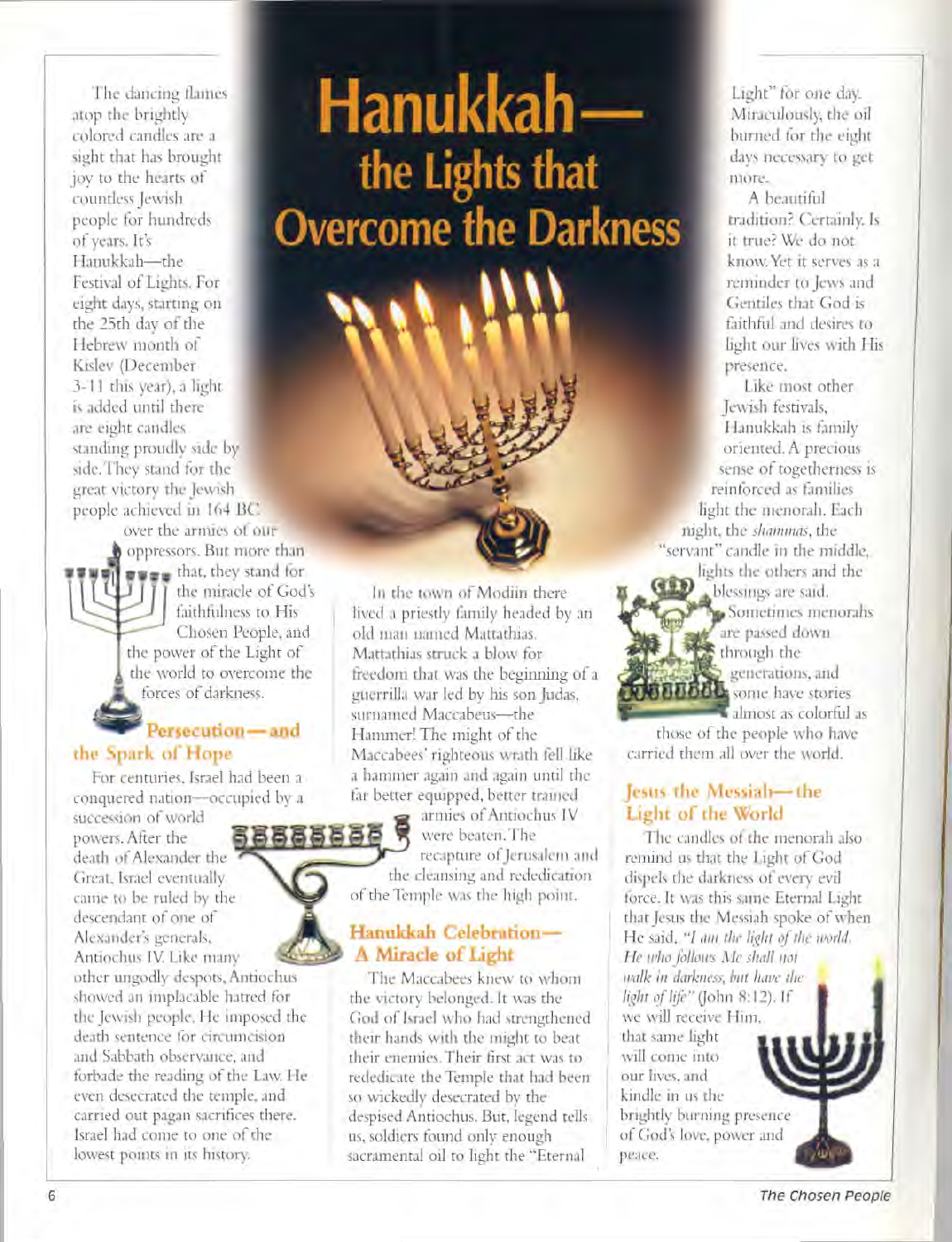# Hanukkah—the Lights that Overcome the Darkness

The dancing flames atop the brightly colored candles are a sight that has brought joy to the hearts of countless Jewish people for hundreds of years. It's Hanukkah—the Festival of Lights. For eight days, starting on the 25th day of the Hebrew month of Kislev (December 3-11 this year), a light is added until there are eight candles standing proudly side by side. They stand for the great victory the Jewish people achieved in 164 BC over the armies of our oppressors. But more than that, they stand for the miracle of God's faithfulness to His Chosen People, and the power of the Light of the world to overcome the forces of darkness.

## Persecution—and the Spark of Hope

For centuries, Israel had been a conquered nation—occupied by a succession of world powers. After the death of Alexander the Great, Israel eventually came to be ruled by the descendant of one of Alexander's generals, Antiochus IV. Like many other ungodly despots, Antiochus showed an implacable hatred for the Jewish people. He imposed the death sentence for circumcision and Sabbath observance, and forbade the reading of the Law. He even desecrated the temple, and carried out pagan sacrifices there. Israel had come to one of the lowest points in its history.

In the town of Modiin there lived a priestly family headed by an old man named Mattathias. Mattathias struck a blow for freedom that was the beginning of a guerrilla war led by his son Judas, surnamed Maccabeus—the Hammer! The might of the Maccabees' righteous wrath fell like a hammer again and again until the far better equipped, better trained armies of Antiochus IV were beaten. The recapture of Jerusalem and the cleansing and rededication of the Temple was the high point.

## Hanukkah Celebration—A Miracle of Light

The Maccabees knew to whom the victory belonged. It was the God of Israel who had strengthened their hands with the might to beat their enemies. Their first act was to rededicate the Temple that had been so wickedly desecrated by the despised Antiochus. But, legend tells us, soldiers found only enough sacramental oil to light the "Eternal Light" for one day. Miraculously, the oil burned for the eight days necessary to get more.

A beautiful tradition? Certainly. Is it true? We do not know. Yet it serves as a reminder to Jews and Gentiles that God is faithful and desires to light our lives with His presence.

Like most other Jewish festivals, Hanukkah is family oriented. A precious sense of togetherness is reinforced as families light the menorah. Each night, the *shammas*, the "servant" candle in the middle, lights the others and the blessings are said.

Sometimes menorahs are passed down through the generations, and some have stories almost as colorful as those of the people who have carried them all over the world.

## Jesus the Messiah—the Light of the World

The candles of the menorah also remind us that the Light of God dispels the darkness of every evil force. It was this same Eternal Light that Jesus the Messiah spoke of when He said, *"I am the light of the world. He who follows Me shall not walk in darkness, but have the light of life"* (John 8:12). If we will receive Him, that same light will come into our lives, and kindle in us the brightly burning presence of God's love, power and peace.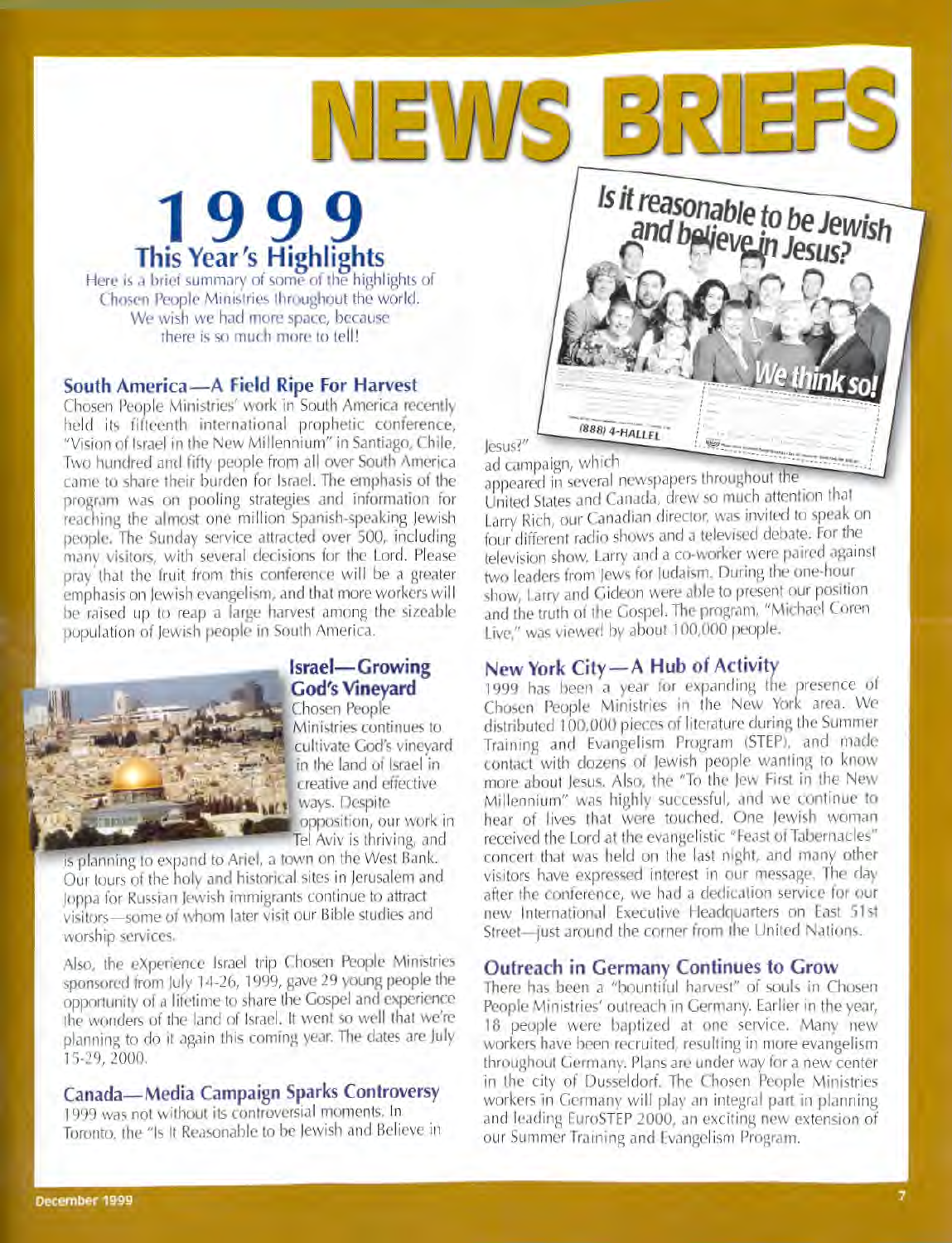# NEWS BRIEFS

## 1999
### This Year's Highlights

Here is a brief summary of some of the highlights of Chosen People Ministries throughout the world. We wish we had more space, because there is so much more to tell!

### South America—A Field Ripe For Harvest

Chosen People Ministries' work in South America recently held its fifteenth international prophetic conference, "Vision of Israel in the New Millennium" in Santiago, Chile. Two hundred and fifty people from all over South America came to share their burden for Israel. The emphasis of the program was on pooling strategies and information for reaching the almost one million Spanish-speaking Jewish people. The Sunday service attracted over 500, including many visitors, with several decisions for the Lord. Please pray that the fruit from this conference will be a greater emphasis on Jewish evangelism, and that more workers will be raised up to reap a large harvest among the sizeable population of Jewish people in South America.

### Israel—Growing God's Vineyard

Chosen People Ministries continues to cultivate God's vineyard in the land of Israel in creative and effective ways. Despite opposition, our work in Tel Aviv is thriving, and is planning to expand to Ariel, a town on the West Bank. Our tours of the holy and historical sites in Jerusalem and Joppa for Russian Jewish immigrants continue to attract visitors—some of whom later visit our Bible studies and worship services.

Also, the eXperience Israel trip Chosen People Ministries sponsored from July 14-26, 1999, gave 29 young people the opportunity of a lifetime to share the Gospel and experience the wonders of the land of Israel. It went so well that we're planning to do it again this coming year. The dates are July 15-29, 2000.

### Canada—Media Campaign Sparks Controversy

1999 was not without its controversial moments. In Toronto, the "Is It Reasonable to be Jewish and Believe in Jesus?" ad campaign, which appeared in several newspapers throughout the United States and Canada, drew so much attention that Larry Rich, our Canadian director, was invited to speak on four different radio shows and a televised debate. For the television show, Larry and a co-worker were paired against two leaders from Jews for Judaism. During the one-hour show, Larry and Gideon were able to present our position and the truth of the Gospel. The program, "Michael Coren Live," was viewed by about 100,000 people.

### New York City—A Hub of Activity

1999 has been a year for expanding the presence of Chosen People Ministries in the New York area. We distributed 100,000 pieces of literature during the Summer Training and Evangelism Program (STEP), and made contact with dozens of Jewish people wanting to know more about Jesus. Also, the "To the Jew First in the New Millennium" was highly successful, and we continue to hear of lives that were touched. One Jewish woman received the Lord at the evangelistic "Feast of Tabernacles" concert that was held on the last night, and many other visitors have expressed interest in our message. The day after the conference, we had a dedication service for our new International Executive Headquarters on East 51st Street—just around the corner from the United Nations.

### Outreach in Germany Continues to Grow

There has been a "bountiful harvest" of souls in Chosen People Ministries' outreach in Germany. Earlier in the year, 18 people were baptized at one service. Many new workers have been recruited, resulting in more evangelism throughout Germany. Plans are under way for a new center in the city of Dusseldorf. The Chosen People Ministries workers in Germany will play an integral part in planning and leading EuroSTEP 2000, an exciting new extension of our Summer Training and Evangelism Program.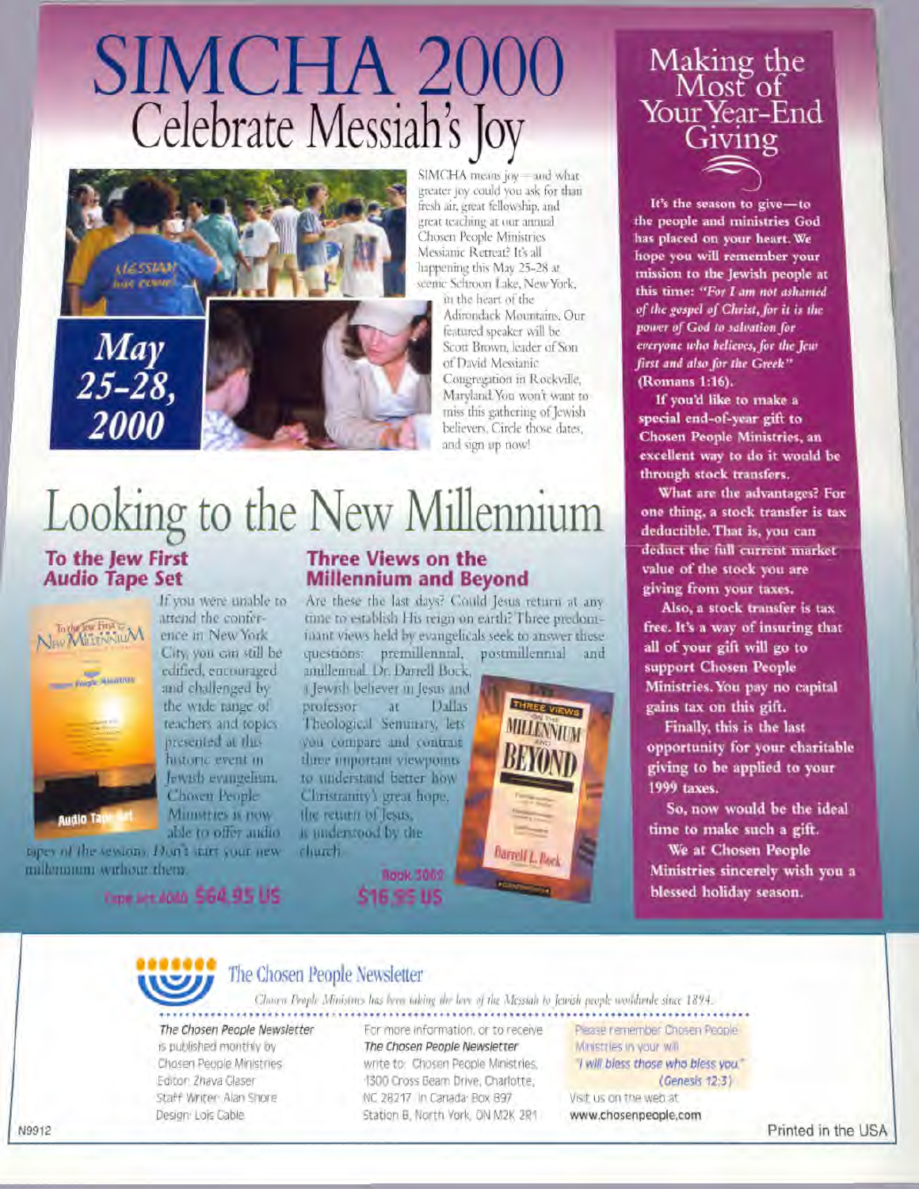# SIMCHA 2000

## Celebrate Messiah's Joy

*May 25–28, 2000*

SIMCHA means joy—and what greater joy could you ask for than fresh air, great fellowship, and great teaching at our annual Chosen People Ministries Messianic Retreat? It's all happening this May 25-28 at scenic Schroon Lake, New York, in the heart of the Adirondack Mountains. Our featured speaker will be Scott Brown, leader of Son of David Messianic Congregation in Rockville, Maryland. You won't want to miss this gathering of Jewish believers. Circle those dates, and sign up now!

# Looking to the New Millennium

### To the Jew First Audio Tape Set

If you were unable to attend the conference in New York City, you can still be edified, encouraged and challenged by the wide range of teachers and topics presented at this historic event in Jewish evangelism. Chosen People Ministries is now able to offer audio tapes of the sessions. Don't start your new millennium without them.

Tape Set 4040 **$64.95 US**

### Three Views on the Millennium and Beyond

Are these the last days? Could Jesus return at any time to establish His reign on earth? Three predominant views held by evangelicals seek to answer these questions: premillennial, postmillennial and amillennial. Dr. Darrell Bock, a Jewish believer in Jesus and professor at Dallas Theological Seminary, lets you compare and contrast three important viewpoints to understand better how Christianity's great hope, the return of Jesus, is understood by the church.

Book 3002 **$16.95 US**

## Making the Most of Your Year-End Giving

**It's the season to give—to the people and ministries God has placed on your heart. We hope you will remember your mission to the Jewish people at this time: *"For I am not ashamed of the gospel of Christ, for it is the power of God to salvation for everyone who believes, for the Jew first and also for the Greek"* (Romans 1:16).**

**If you'd like to make a special end-of-year gift to Chosen People Ministries, an excellent way to do it would be through stock transfers.**

**What are the advantages? For one thing, a stock transfer is tax deductible. That is, you can deduct the full current market value of the stock you are giving from your taxes.**

**Also, a stock transfer is tax free. It's a way of insuring that all of your gift will go to support Chosen People Ministries. You pay no capital gains tax on this gift.**

**Finally, this is the last opportunity for your charitable giving to be applied to your 1999 taxes.**

**So, now would be the ideal time to make such a gift.**

**We at Chosen People Ministries sincerely wish you a blessed holiday season.**

---

## The Chosen People Newsletter

*Chosen People Ministries has been taking the love of the Messiah to Jewish people worldwide since 1894.*

*The Chosen People Newsletter* is published monthly by Chosen People Ministries
Editor: Zhava Glaser
Staff Writer: Alan Shore
Design: Lois Cable

For more information, or to receive *The Chosen People Newsletter* write to: Chosen People Ministries, 1300 Cross Beam Drive, Charlotte, NC 28217. In Canada: Box 897 Station B, North York, ON M2K 2R1

Please remember Chosen People Ministries in your will.
*"I will bless those who bless you."* (Genesis 12:3)

Visit us on the web at **www.chosenpeople.com**

N9912

Printed in the USA